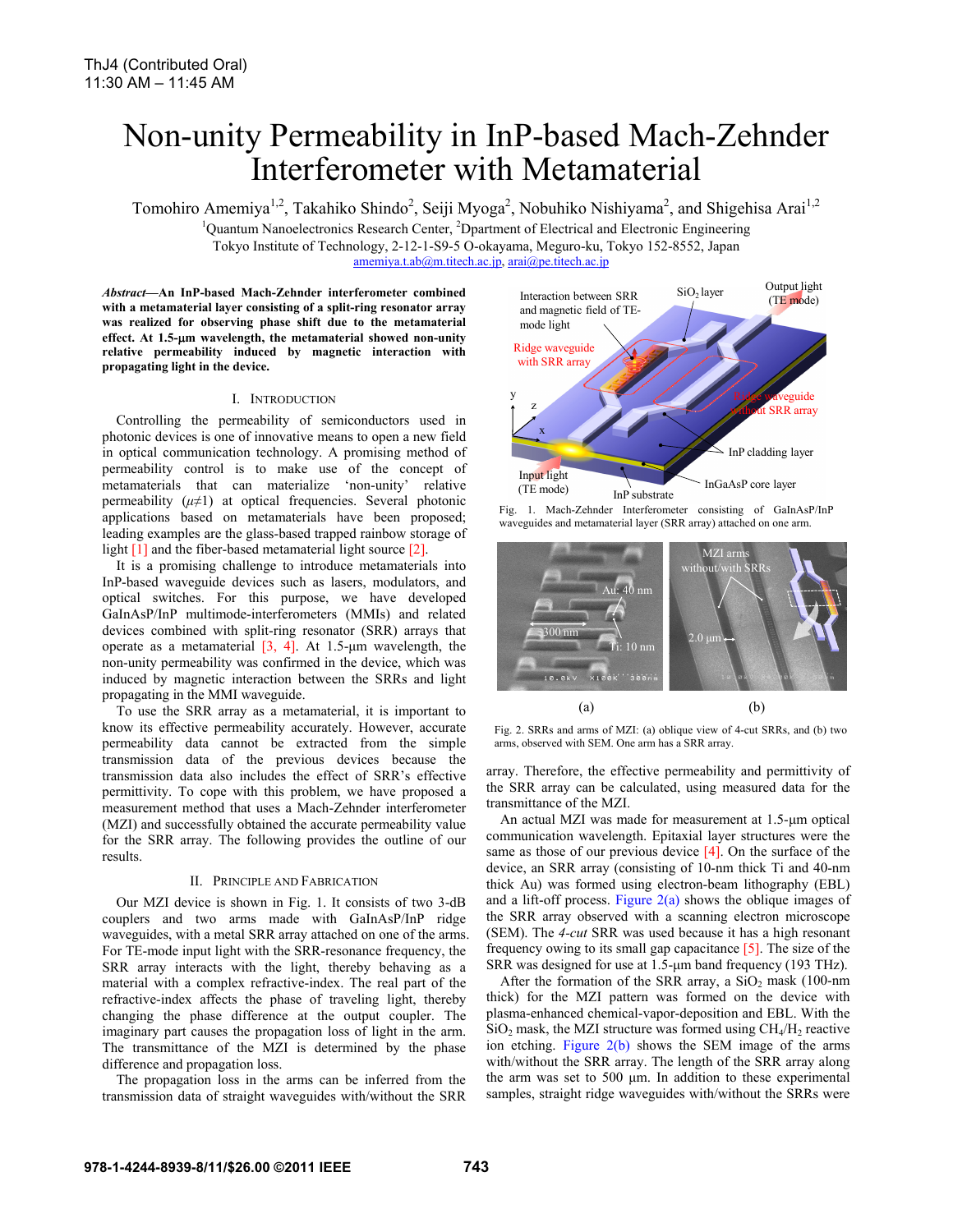ThJ4 (Contributed Oral)
11:30 AM – 11:45 AM

# Non-unity Permeability in InP-based Mach-Zehnder Interferometer with Metamaterial

Tomohiro Amemiya[1,2], Takahiko Shindo[2], Seiji Myoga[2], Nobuhiko Nishiyama[2], and Shigehisa Arai[1,2]

[1]Quantum Nanoelectronics Research Center, [2]Dpartment of Electrical and Electronic Engineering
Tokyo Institute of Technology, 2-12-1-S9-5 O-okayama, Meguro-ku, Tokyo 152-8552, Japan
amemiya.t.ab@m.titech.ac.jp, arai@pe.titech.ac.jp

***Abstract*—An InP-based Mach-Zehnder interferometer combined with a metamaterial layer consisting of a split-ring resonator array was realized for observing phase shift due to the metamaterial effect. At 1.5-µm wavelength, the metamaterial showed non-unity relative permeability induced by magnetic interaction with propagating light in the device.**

## I. Introduction

Controlling the permeability of semiconductors used in photonic devices is one of innovative means to open a new field in optical communication technology. A promising method of permeability control is to make use of the concept of metamaterials that can materialize 'non-unity' relative permeability ($\mu \neq 1$) at optical frequencies. Several photonic applications based on metamaterials have been proposed; leading examples are the glass-based trapped rainbow storage of light [1] and the fiber-based metamaterial light source [2].

It is a promising challenge to introduce metamaterials into InP-based waveguide devices such as lasers, modulators, and optical switches. For this purpose, we have developed GaInAsP/InP multimode-interferometers (MMIs) and related devices combined with split-ring resonator (SRR) arrays that operate as a metamaterial [3, 4]. At 1.5-µm wavelength, the non-unity permeability was confirmed in the device, which was induced by magnetic interaction between the SRRs and light propagating in the MMI waveguide.

To use the SRR array as a metamaterial, it is important to know its effective permeability accurately. However, accurate permeability data cannot be extracted from the simple transmission data of the previous devices because the transmission data also includes the effect of SRR's effective permittivity. To cope with this problem, we have proposed a measurement method that uses a Mach-Zehnder interferometer (MZI) and successfully obtained the accurate permeability value for the SRR array. The following provides the outline of our results.

## II. Principle and Fabrication

Our MZI device is shown in Fig. 1. It consists of two 3-dB couplers and two arms made with GaInAsP/InP ridge waveguides, with a metal SRR array attached on one of the arms. For TE-mode input light with the SRR-resonance frequency, the SRR array interacts with the light, thereby behaving as a material with a complex refractive-index. The real part of the refractive-index affects the phase of traveling light, thereby changing the phase difference at the output coupler. The imaginary part causes the propagation loss of light in the arm. The transmittance of the MZI is determined by the phase difference and propagation loss.

The propagation loss in the arms can be inferred from the transmission data of straight waveguides with/without the SRR array. Therefore, the effective permeability and permittivity of the SRR array can be calculated, using measured data for the transmittance of the MZI.

Fig. 1. Mach-Zehnder Interferometer consisting of GaInAsP/InP waveguides and metamaterial layer (SRR array) attached on one arm.

Fig. 2. SRRs and arms of MZI: (a) oblique view of 4-cut SRRs, and (b) two arms, observed with SEM. One arm has a SRR array.

An actual MZI was made for measurement at 1.5-µm optical communication wavelength. Epitaxial layer structures were the same as those of our previous device [4]. On the surface of the device, an SRR array (consisting of 10-nm thick Ti and 40-nm thick Au) was formed using electron-beam lithography (EBL) and a lift-off process. Figure 2(a) shows the oblique images of the SRR array observed with a scanning electron microscope (SEM). The *4-cut* SRR was used because it has a high resonant frequency owing to its small gap capacitance [5]. The size of the SRR was designed for use at 1.5-µm band frequency (193 THz).

After the formation of the SRR array, a $SiO_2$ mask (100-nm thick) for the MZI pattern was formed on the device with plasma-enhanced chemical-vapor-deposition and EBL. With the $SiO_2$ mask, the MZI structure was formed using $CH_4/H_2$ reactive ion etching. Figure 2(b) shows the SEM image of the arms with/without the SRR array. The length of the SRR array along the arm was set to 500 µm. In addition to these experimental samples, straight ridge waveguides with/without the SRRs were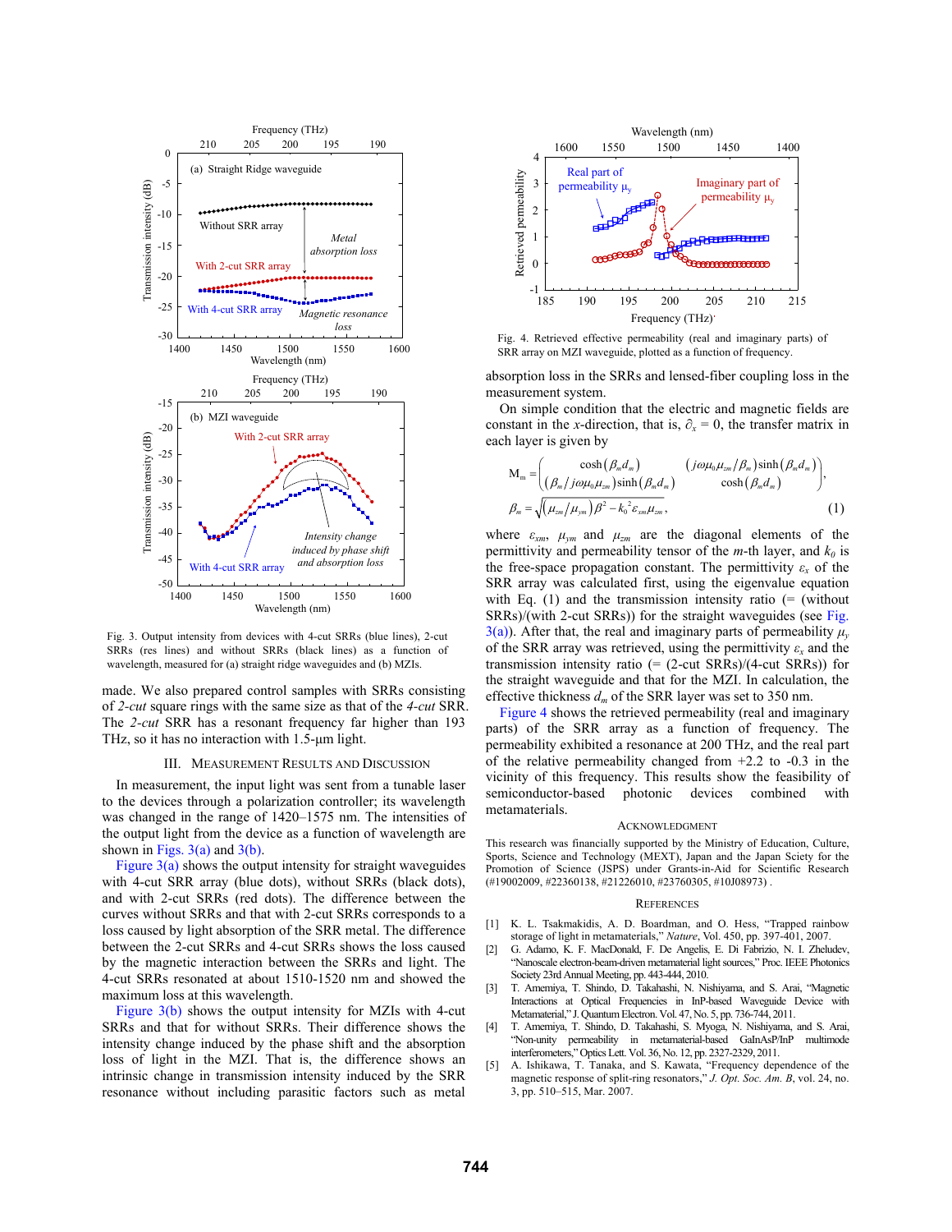Frequency (THz)

210 205 200 195 190

0

-5

-10

-15

-20

-25

-30

Transmission intensity (dB)

(a) Straight Ridge waveguide

Without SRR array

Metal absorption loss

With 2-cut SRR array

With 4-cut SRR array

Magnetic resonance loss

1400 1450 1500 1550 1600

Wavelength (nm)

Frequency (THz)

210 205 200 195 190

-15

-20

-25

-30

-35

-40

-45

-50

Transmission intensity (dB)

(b) MZI waveguide

With 2-cut SRR array

Intensity change induced by phase shift and absorption loss

With 4-cut SRR array

1400 1450 1500 1550 1600

Wavelength (nm)

Fig. 3. Output intensity from devices with 4-cut SRRs (blue lines), 2-cut SRRs (res lines) and without SRRs (black lines) as a function of wavelength, measured for (a) straight ridge waveguides and (b) MZIs.

made. We also prepared control samples with SRRs consisting of *2-cut* square rings with the same size as that of the *4-cut* SRR. The *2-cut* SRR has a resonant frequency far higher than 193 THz, so it has no interaction with 1.5-μm light.

## III. Measurement Results and Discussion

In measurement, the input light was sent from a tunable laser to the devices through a polarization controller; its wavelength was changed in the range of 1420–1575 nm. The intensities of the output light from the device as a function of wavelength are shown in Figs. 3(a) and 3(b).

Figure 3(a) shows the output intensity for straight waveguides with 4-cut SRR array (blue dots), without SRRs (black dots), and with 2-cut SRRs (red dots). The difference between the curves without SRRs and that with 2-cut SRRs corresponds to a loss caused by light absorption of the SRR metal. The difference between the 2-cut SRRs and 4-cut SRRs shows the loss caused by the magnetic interaction between the SRRs and light. The 4-cut SRRs resonated at about 1510-1520 nm and showed the maximum loss at this wavelength.

Figure 3(b) shows the output intensity for MZIs with 4-cut SRRs and that for without SRRs. Their difference shows the intensity change induced by the phase shift and the absorption loss of light in the MZI. That is, the difference shows an intrinsic change in transmission intensity induced by the SRR resonance without including parasitic factors such as metal absorption loss in the SRRs and lensed-fiber coupling loss in the measurement system.

Wavelength (nm)

1600 1550 1500 1450 1400

4

3

2

1

0

-1

Retrieved permeability

Real part of permeability $\mu_y$

Imaginary part of permeability $\mu_y$

185 190 195 200 205 210 215

Frequency (THz)

Fig. 4. Retrieved effective permeability (real and imaginary parts) of SRR array on MZI waveguide, plotted as a function of frequency.

On simple condition that the electric and magnetic fields are constant in the *x*-direction, that is, $\partial_x = 0$, the transfer matrix in each layer is given by

$$
\mathrm{M}_m = \begin{pmatrix} \cosh(\beta_m d_m) & (j\omega\mu_0\mu_{zm}/\beta_m)\sinh(\beta_m d_m) \\ (\beta_m / j\omega\mu_0\mu_{zm})\sinh(\beta_m d_m) & \cosh(\beta_m d_m) \end{pmatrix},
$$

$$
\beta_m = \sqrt{(\mu_{zm}/\mu_{ym})\beta^2 - k_0^{\,2}\varepsilon_{xm}\mu_{zm}}, \tag{1}
$$

where $\varepsilon_{xm}$, $\mu_{ym}$ and $\mu_{zm}$ are the diagonal elements of the permittivity and permeability tensor of the *m*-th layer, and $k_0$ is the free-space propagation constant. The permittivity $\varepsilon_x$ of the SRR array was calculated first, using the eigenvalue equation with Eq. (1) and the transmission intensity ratio (= (without SRRs)/(with 2-cut SRRs)) for the straight waveguides (see Fig. 3(a)). After that, the real and imaginary parts of permeability $\mu_y$ of the SRR array was retrieved, using the permittivity $\varepsilon_x$ and the transmission intensity ratio (= (2-cut SRRs)/(4-cut SRRs)) for the straight waveguide and that for the MZI. In calculation, the effective thickness $d_m$ of the SRR layer was set to 350 nm.

Figure 4 shows the retrieved permeability (real and imaginary parts) of the SRR array as a function of frequency. The permeability exhibited a resonance at 200 THz, and the real part of the relative permeability changed from +2.2 to -0.3 in the vicinity of this frequency. This results show the feasibility of semiconductor-based photonic devices combined with metamaterials.

## Acknowledgment

This research was financially supported by the Ministry of Education, Culture, Sports, Science and Technology (MEXT), Japan and the Japan Sciety for the Promotion of Science (JSPS) under Grants-in-Aid for Scientific Research (#19002009, #22360138, #21226010, #23760305, #10J08973) .

## References

[1] K. L. Tsakmakidis, A. D. Boardman, and O. Hess, "Trapped rainbow storage of light in metamaterials," *Nature*, Vol. 450, pp. 397-401, 2007.

[2] G. Adamo, K. F. MacDonald, F. De Angelis, E. Di Fabrizio, N. I. Zheludev, "Nanoscale electron-beam-driven metamaterial light sources," Proc. IEEE Photonics Society 23rd Annual Meeting, pp. 443-444, 2010.

[3] T. Amemiya, T. Shindo, D. Takahashi, N. Nishiyama, and S. Arai, "Magnetic Interactions at Optical Frequencies in InP-based Waveguide Device with Metamaterial," J. Quantum Electron. Vol. 47, No. 5, pp. 736-744, 2011.

[4] T. Amemiya, T. Shindo, D. Takahashi, S. Myoga, N. Nishiyama, and S. Arai, "Non-unity permeability in metamaterial-based GaInAsP/InP multimode interferometers," Optics Lett. Vol. 36, No. 12, pp. 2327-2329, 2011.

[5] A. Ishikawa, T. Tanaka, and S. Kawata, "Frequency dependence of the magnetic response of split-ring resonators," *J. Opt. Soc. Am. B*, vol. 24, no. 3, pp. 510–515, Mar. 2007.